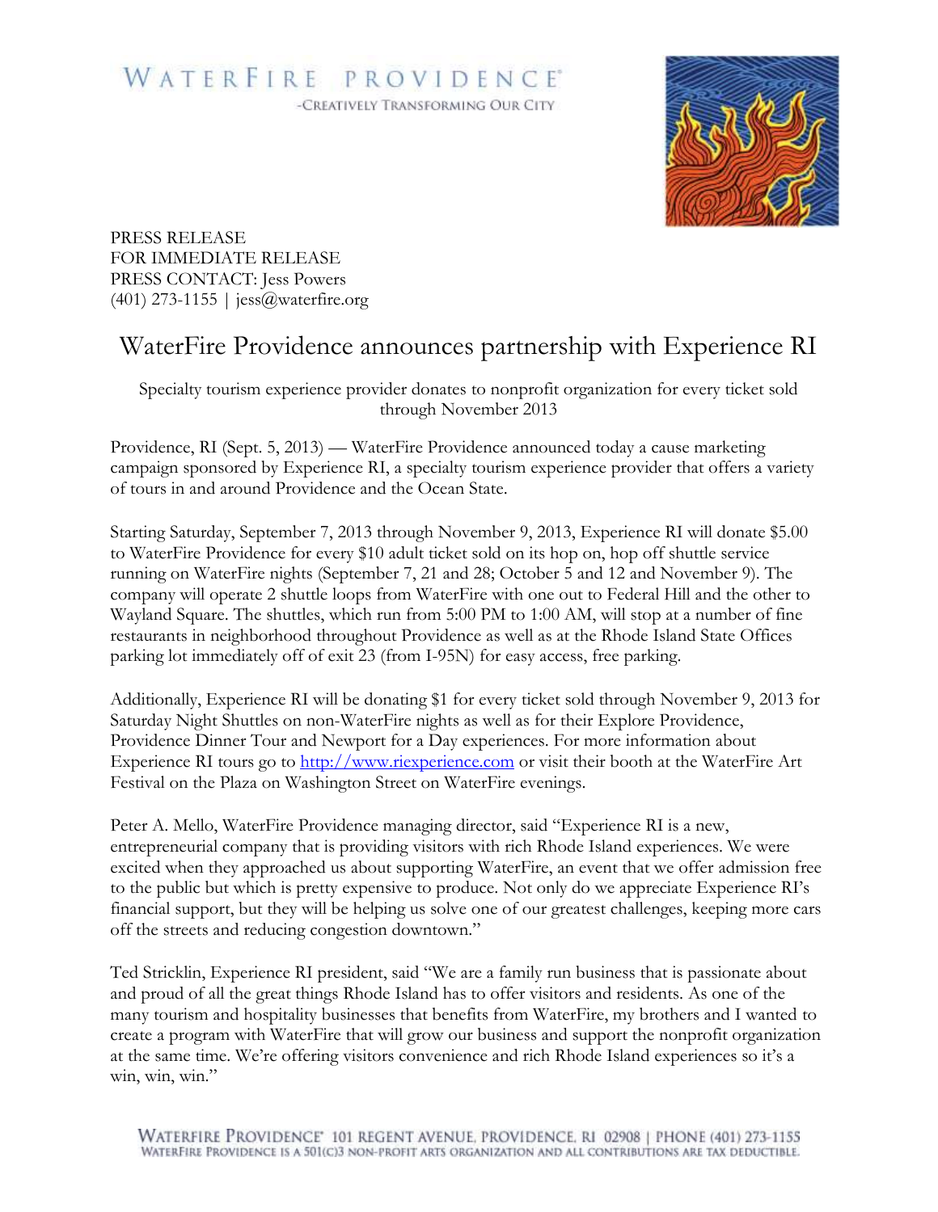WATERFIRE PROVIDENCE®
-CREATIVELY TRANSFORMING OUR CITY

PRESS RELEASE
FOR IMMEDIATE RELEASE
PRESS CONTACT: Jess Powers
(401) 273-1155 | jess@waterfire.org

# WaterFire Providence announces partnership with Experience RI

Specialty tourism experience provider donates to nonprofit organization for every ticket sold through November 2013

Providence, RI (Sept. 5, 2013) — WaterFire Providence announced today a cause marketing campaign sponsored by Experience RI, a specialty tourism experience provider that offers a variety of tours in and around Providence and the Ocean State.

Starting Saturday, September 7, 2013 through November 9, 2013, Experience RI will donate $5.00 to WaterFire Providence for every $10 adult ticket sold on its hop on, hop off shuttle service running on WaterFire nights (September 7, 21 and 28; October 5 and 12 and November 9). The company will operate 2 shuttle loops from WaterFire with one out to Federal Hill and the other to Wayland Square. The shuttles, which run from 5:00 PM to 1:00 AM, will stop at a number of fine restaurants in neighborhood throughout Providence as well as at the Rhode Island State Offices parking lot immediately off of exit 23 (from I-95N) for easy access, free parking.

Additionally, Experience RI will be donating $1 for every ticket sold through November 9, 2013 for Saturday Night Shuttles on non-WaterFire nights as well as for their Explore Providence, Providence Dinner Tour and Newport for a Day experiences. For more information about Experience RI tours go to http://www.riexperience.com or visit their booth at the WaterFire Art Festival on the Plaza on Washington Street on WaterFire evenings.

Peter A. Mello, WaterFire Providence managing director, said "Experience RI is a new, entrepreneurial company that is providing visitors with rich Rhode Island experiences. We were excited when they approached us about supporting WaterFire, an event that we offer admission free to the public but which is pretty expensive to produce. Not only do we appreciate Experience RI's financial support, but they will be helping us solve one of our greatest challenges, keeping more cars off the streets and reducing congestion downtown."

Ted Stricklin, Experience RI president, said "We are a family run business that is passionate about and proud of all the great things Rhode Island has to offer visitors and residents. As one of the many tourism and hospitality businesses that benefits from WaterFire, my brothers and I wanted to create a program with WaterFire that will grow our business and support the nonprofit organization at the same time. We're offering visitors convenience and rich Rhode Island experiences so it's a win, win, win."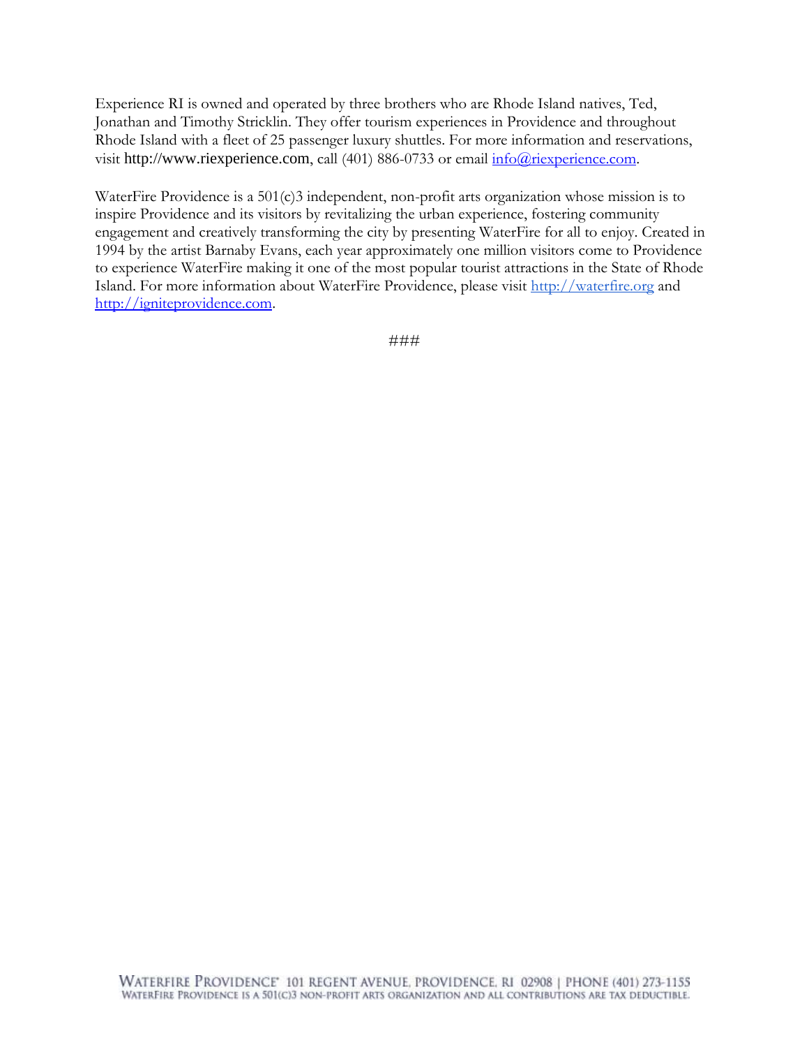Experience RI is owned and operated by three brothers who are Rhode Island natives, Ted, Jonathan and Timothy Stricklin. They offer tourism experiences in Providence and throughout Rhode Island with a fleet of 25 passenger luxury shuttles. For more information and reservations, visit http://www.riexperience.com, call (401) 886-0733 or email info@riexperience.com.

WaterFire Providence is a 501(c)3 independent, non-profit arts organization whose mission is to inspire Providence and its visitors by revitalizing the urban experience, fostering community engagement and creatively transforming the city by presenting WaterFire for all to enjoy. Created in 1994 by the artist Barnaby Evans, each year approximately one million visitors come to Providence to experience WaterFire making it one of the most popular tourist attractions in the State of Rhode Island. For more information about WaterFire Providence, please visit http://waterfire.org and http://igniteprovidence.com.

###